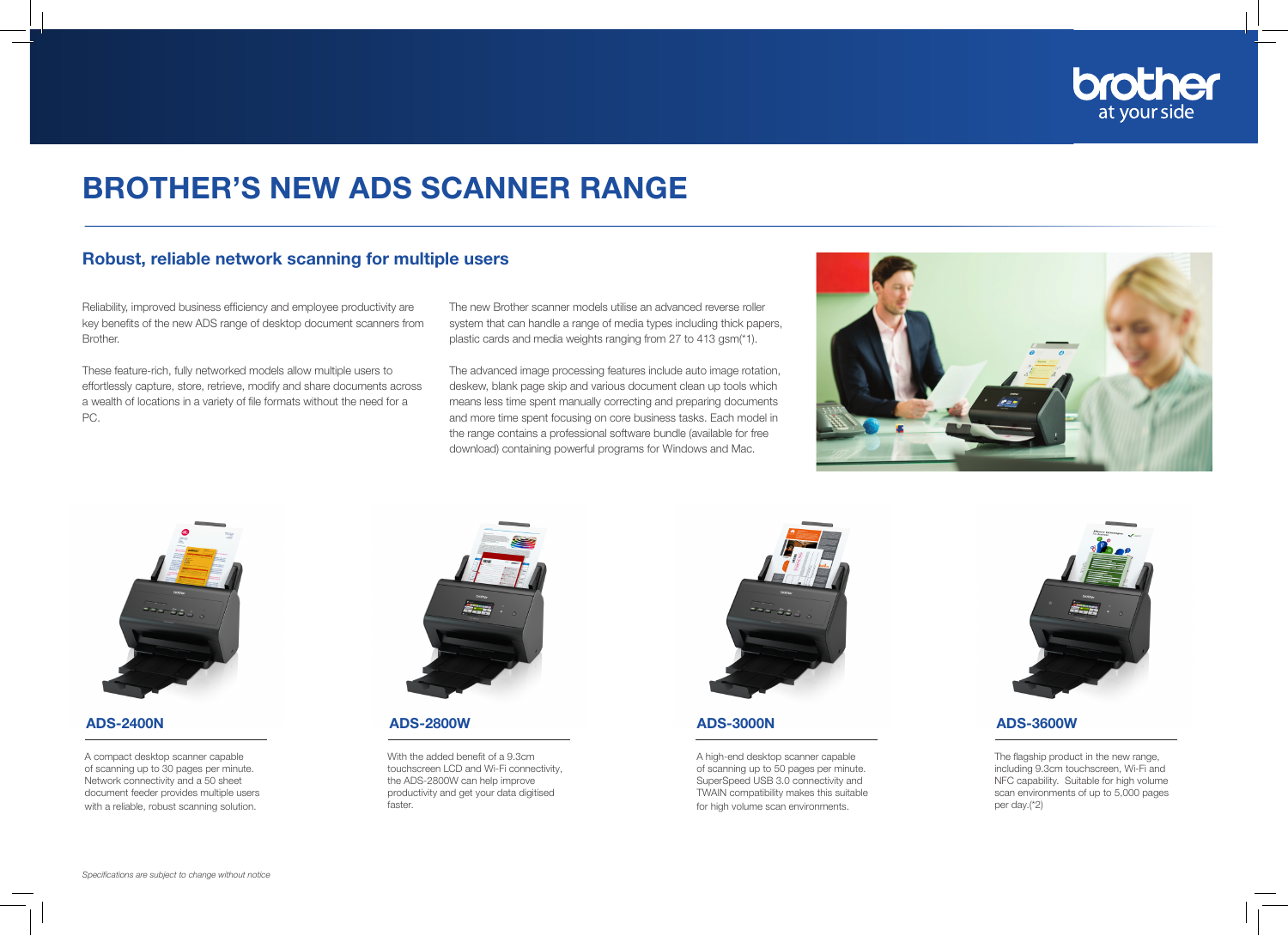brother
at your side

# BROTHER'S NEW ADS SCANNER RANGE

## Robust, reliable network scanning for multiple users

Reliability, improved business efficiency and employee productivity are key benefits of the new ADS range of desktop document scanners from Brother.

These feature-rich, fully networked models allow multiple users to effortlessly capture, store, retrieve, modify and share documents across a wealth of locations in a variety of file formats without the need for a PC.

The new Brother scanner models utilise an advanced reverse roller system that can handle a range of media types including thick papers, plastic cards and media weights ranging from 27 to 413 gsm(*1).

The advanced image processing features include auto image rotation, deskew, blank page skip and various document clean up tools which means less time spent manually correcting and preparing documents and more time spent focusing on core business tasks. Each model in the range contains a professional software bundle (available for free download) containing powerful programs for Windows and Mac.

### ADS-2400N

A compact desktop scanner capable of scanning up to 30 pages per minute. Network connectivity and a 50 sheet document feeder provides multiple users with a reliable, robust scanning solution.

### ADS-2800W

With the added benefit of a 9.3cm touchscreen LCD and Wi-Fi connectivity, the ADS-2800W can help improve productivity and get your data digitised faster.

### ADS-3000N

A high-end desktop scanner capable of scanning up to 50 pages per minute. SuperSpeed USB 3.0 connectivity and TWAIN compatibility makes this suitable for high volume scan environments.

### ADS-3600W

The flagship product in the new range, including 9.3cm touchscreen, Wi-Fi and NFC capability. Suitable for high volume scan environments of up to 5,000 pages per day.(*2)

*Specifications are subject to change without notice*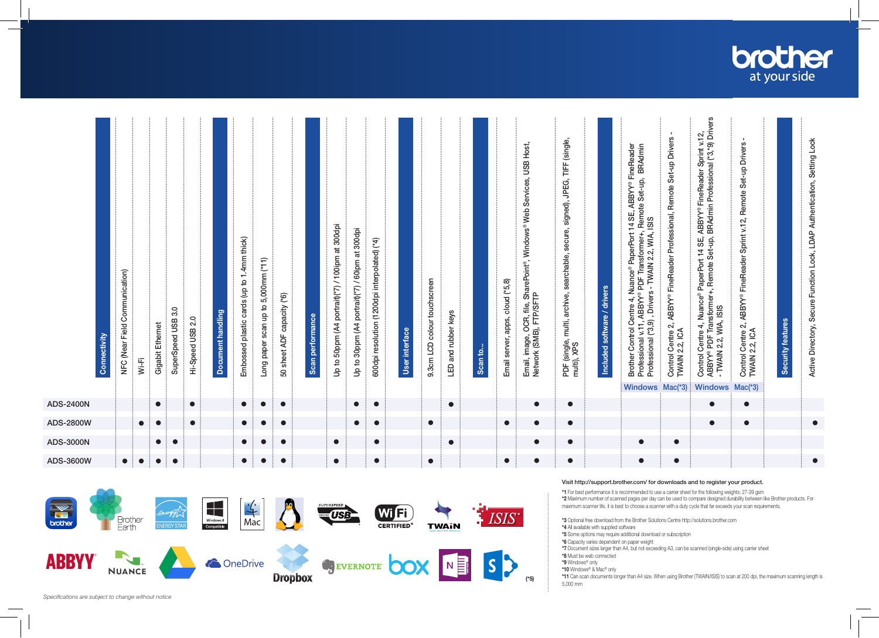| | Connectivity | | | | | Document handling | | | Scan performance | | | User interface | | Scan to... | | | Included software / drivers | | | | Security features |
|---|---|---|---|---|---|---|---|---|---|---|---|---|---|---|---|---|---|---|---|---|---|
| | NFC (Near Field Communication) | Wi-Fi | Gigabit Ethernet | SuperSpeed USB 3.0 | Hi-Speed USB 2.0 | Embossed plastic cards (up to 1.4mm thick) | Long paper scan up to 5,000mm (*11) | 50 sheet ADF capacity (*6) | Up to 50ppm (A4 portrait)(7) / 100ipm at 300dpi | Up to 30ppm (A4 portrait)(7) / 60ipm at 300dpi | 600dpi resolution (1200dpi interpolated) (*4) | 9.3cm LCD colour touchscreen | LED and rubber keys | Email server, apps, cloud (*5,8) | Email, image, OCR, file, SharePoint®, Windows® Web Services, USB Host, Network (SMB), FTP/SFTP | PDF (single, multi, archive, searchable, secure, signed), JPEG, TIFF (single, multi), XPS | Windows: Brother Control Centre 4, Nuance® PaperPort 14 SE, ABBYY® FineReader Professional v.11, ABBYY® PDF Transformer+, Remote Set-up, BRAdmin Professional (*3,9) , Drivers - TWAIN 2.2, WIA, ISIS | Mac(*3): Control Centre 2, ABBYY® FineReader Professional, Remote Set-up Drivers - TWAIN 2.2, ICA | Windows: Control Centre 4, Nuance® PaperPort 14 SE, ABBYY® FineReader Sprint v.12, ABBYY® PDF Transformer+, Remote Set-up, BRAdmin Professional (*3,*9) Drivers - TWAIN 2.2, WIA, ISIS | Mac(*3): Control Centre 2, ABBYY® FineReader Sprint v.12, Remote Set-up Drivers - TWAIN 2.2, ICA | Active Directory, Secure Function Lock, LDAP Authentication, Setting Lock |
| ADS-2400N | | | ● | | ● | ● | ● | ● | | ● | ● | | ● | | ● | ● | | | ● | ● | |
| ADS-2800W | | ● | ● | | ● | ● | ● | ● | | ● | ● | ● | | ● | ● | ● | | | ● | ● | ● |
| ADS-3000N | | | ● | ● | | ● | ● | ● | ● | | ● | | ● | | ● | ● | ● | ● | | | |
| ADS-3600W | ● | ● | ● | ● | | ● | ● | ● | ● | | ● | ● | | ● | ● | ● | ● | ● | | | ● |

Visit http://support.brother.com/ for downloads and to register your product.

*1 For best performance it is recommended to use a carrier sheet for the following weights: 27-39 gsm
*2 Maximum number of scanned pages per day can be used to compare designed durability between like Brother products. For maximum scanner life, it is best to choose a scanner with a duty cycle that far exceeds your scan requirements.

*3 Optional free download from the Brother Solutions Centre http://solutions.brother.com
*4 All available with supplied software
*5 Some options may require additional download or subscription
*6 Capacity varies dependent on paper weight
*7 Document sizes larger than A4, but not exceeding A3, can be scanned (single-side) using carrier sheet
*8 Must be web connected
*9 Windows® only
*10 Windows® & Mac® only
*11 Can scan documents longer than A4 size. When using Brother (TWAIN/ISIS) to scan at 200 dpi, the maximum scanning length is 5,000 mm

(*5)

*Specifications are subject to change without notice*